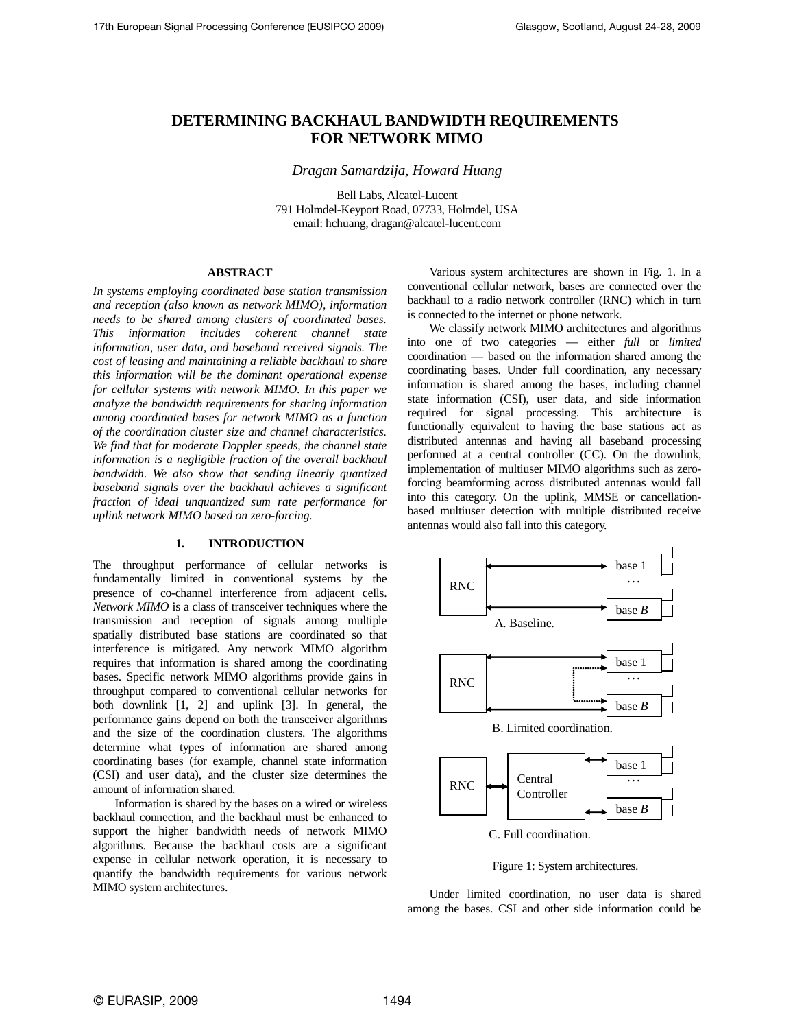# DETERMINING BACKHAUL BANDWIDTH REQUIREMENTS FOR NETWORK MIMO

*Dragan Samardzija, Howard Huang*

Bell Labs, Alcatel-Lucent
791 Holmdel-Keyport Road, 07733, Holmdel, USA
email: hchuang, dragan@alcatel-lucent.com

## ABSTRACT

*In systems employing coordinated base station transmission and reception (also known as network MIMO), information needs to be shared among clusters of coordinated bases. This information includes coherent channel state information, user data, and baseband received signals. The cost of leasing and maintaining a reliable backhaul to share this information will be the dominant operational expense for cellular systems with network MIMO. In this paper we analyze the bandwidth requirements for sharing information among coordinated bases for network MIMO as a function of the coordination cluster size and channel characteristics. We find that for moderate Doppler speeds, the channel state information is a negligible fraction of the overall backhaul bandwidth. We also show that sending linearly quantized baseband signals over the backhaul achieves a significant fraction of ideal unquantized sum rate performance for uplink network MIMO based on zero-forcing.*

## 1. INTRODUCTION

The throughput performance of cellular networks is fundamentally limited in conventional systems by the presence of co-channel interference from adjacent cells. *Network MIMO* is a class of transceiver techniques where the transmission and reception of signals among multiple spatially distributed base stations are coordinated so that interference is mitigated. Any network MIMO algorithm requires that information is shared among the coordinating bases. Specific network MIMO algorithms provide gains in throughput compared to conventional cellular networks for both downlink [1, 2] and uplink [3]. In general, the performance gains depend on both the transceiver algorithms and the size of the coordination clusters. The algorithms determine what types of information are shared among coordinating bases (for example, channel state information (CSI) and user data), and the cluster size determines the amount of information shared.

Information is shared by the bases on a wired or wireless backhaul connection, and the backhaul must be enhanced to support the higher bandwidth needs of network MIMO algorithms. Because the backhaul costs are a significant expense in cellular network operation, it is necessary to quantify the bandwidth requirements for various network MIMO system architectures.

Various system architectures are shown in Fig. 1. In a conventional cellular network, bases are connected over the backhaul to a radio network controller (RNC) which in turn is connected to the internet or phone network.

We classify network MIMO architectures and algorithms into one of two categories — either *full* or *limited* coordination — based on the information shared among the coordinating bases. Under full coordination, any necessary information is shared among the bases, including channel state information (CSI), user data, and side information required for signal processing. This architecture is functionally equivalent to having the base stations act as distributed antennas and having all baseband processing performed at a central controller (CC). On the downlink, implementation of multiuser MIMO algorithms such as zero-forcing beamforming across distributed antennas would fall into this category. On the uplink, MMSE or cancellation-based multiuser detection with multiple distributed receive antennas would also fall into this category.

A. Baseline.

B. Limited coordination.

C. Full coordination.

Figure 1: System architectures.

Under limited coordination, no user data is shared among the bases. CSI and other side information could be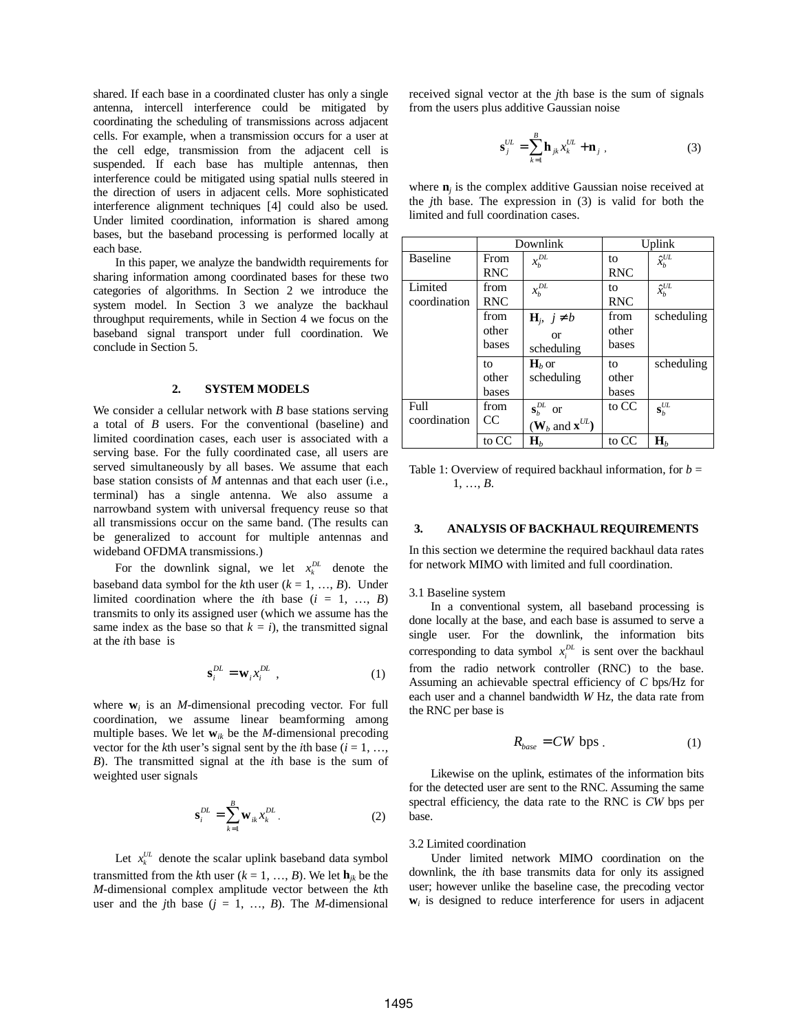shared. If each base in a coordinated cluster has only a single antenna, intercell interference could be mitigated by coordinating the scheduling of transmissions across adjacent cells. For example, when a transmission occurs for a user at the cell edge, transmission from the adjacent cell is suspended. If each base has multiple antennas, then interference could be mitigated using spatial nulls steered in the direction of users in adjacent cells. More sophisticated interference alignment techniques [4] could also be used. Under limited coordination, information is shared among bases, but the baseband processing is performed locally at each base.

In this paper, we analyze the bandwidth requirements for sharing information among coordinated bases for these two categories of algorithms. In Section 2 we introduce the system model. In Section 3 we analyze the backhaul throughput requirements, while in Section 4 we focus on the baseband signal transport under full coordination. We conclude in Section 5.

## 2. SYSTEM MODELS

We consider a cellular network with $B$ base stations serving a total of $B$ users. For the conventional (baseline) and limited coordination cases, each user is associated with a serving base. For the fully coordinated case, all users are served simultaneously by all bases. We assume that each base station consists of $M$ antennas and that each user (i.e., terminal) has a single antenna. We also assume a narrowband system with universal frequency reuse so that all transmissions occur on the same band. (The results can be generalized to account for multiple antennas and wideband OFDMA transmissions.)

For the downlink signal, we let $x_k^{DL}$ denote the baseband data symbol for the $k$th user ($k$ = 1, …, $B$). Under limited coordination where the $i$th base ($i$ = 1, …, $B$) transmits to only its assigned user (which we assume has the same index as the base so that $k = i$), the transmitted signal at the $i$th base is

$$\mathbf{s}_i^{DL} = \mathbf{w}_i x_i^{DL} \ , \tag{1}$$

where $\mathbf{w}_i$ is an $M$-dimensional precoding vector. For full coordination, we assume linear beamforming among multiple bases. We let $\mathbf{w}_{ik}$ be the $M$-dimensional precoding vector for the $k$th user's signal sent by the $i$th base ($i$ = 1, …, $B$). The transmitted signal at the $i$th base is the sum of weighted user signals

$$\mathbf{s}_i^{DL} = \sum_{k=1}^{B} \mathbf{w}_{ik} x_k^{DL} . \tag{2}$$

Let $x_k^{UL}$ denote the scalar uplink baseband data symbol transmitted from the $k$th user ($k$ = 1, …, $B$). We let $\mathbf{h}_{jk}$ be the $M$-dimensional complex amplitude vector between the $k$th user and the $j$th base ($j$ = 1, …, $B$). The $M$-dimensional received signal vector at the $j$th base is the sum of signals from the users plus additive Gaussian noise

$$\mathbf{s}_j^{UL} = \sum_{k=1}^{B} \mathbf{h}_{jk} x_k^{UL} + \mathbf{n}_j \ , \tag{3}$$

where $\mathbf{n}_j$ is the complex additive Gaussian noise received at the $j$th base. The expression in (3) is valid for both the limited and full coordination cases.

| | Downlink | | Uplink | |
|---|---|---|---|---|
| Baseline | From RNC | $x_b^{DL}$ | to RNC | $\hat{x}_b^{UL}$ |
| Limited coordination | from RNC | $x_b^{DL}$ | to RNC | $\hat{x}_b^{UL}$ |
| | from other bases | $\mathbf{H}_j,\ j \neq b$ or scheduling | from other bases | scheduling |
| | to other bases | $\mathbf{H}_b$ or scheduling | to other bases | scheduling |
| Full coordination | from CC | $\mathbf{s}_b^{DL}$ or ($\mathbf{W}_b$ and $\mathbf{x}^{UL}$) | to CC | $\mathbf{s}_b^{UL}$ |
| | to CC | $\mathbf{H}_b$ | to CC | $\mathbf{H}_b$ |

Table 1: Overview of required backhaul information, for $b$ = 1, …, $B$.

## 3. ANALYSIS OF BACKHAUL REQUIREMENTS

In this section we determine the required backhaul data rates for network MIMO with limited and full coordination.

### 3.1 Baseline system

In a conventional system, all baseband processing is done locally at the base, and each base is assumed to serve a single user. For the downlink, the information bits corresponding to data symbol $x_i^{DL}$ is sent over the backhaul from the radio network controller (RNC) to the base. Assuming an achievable spectral efficiency of $C$ bps/Hz for each user and a channel bandwidth $W$ Hz, the data rate from the RNC per base is

$$R_{base} = CW \text{ bps} . \tag{1}$$

Likewise on the uplink, estimates of the information bits for the detected user are sent to the RNC. Assuming the same spectral efficiency, the data rate to the RNC is $CW$ bps per base.

### 3.2 Limited coordination

Under limited network MIMO coordination on the downlink, the $i$th base transmits data for only its assigned user; however unlike the baseline case, the precoding vector $\mathbf{w}_i$ is designed to reduce interference for users in adjacent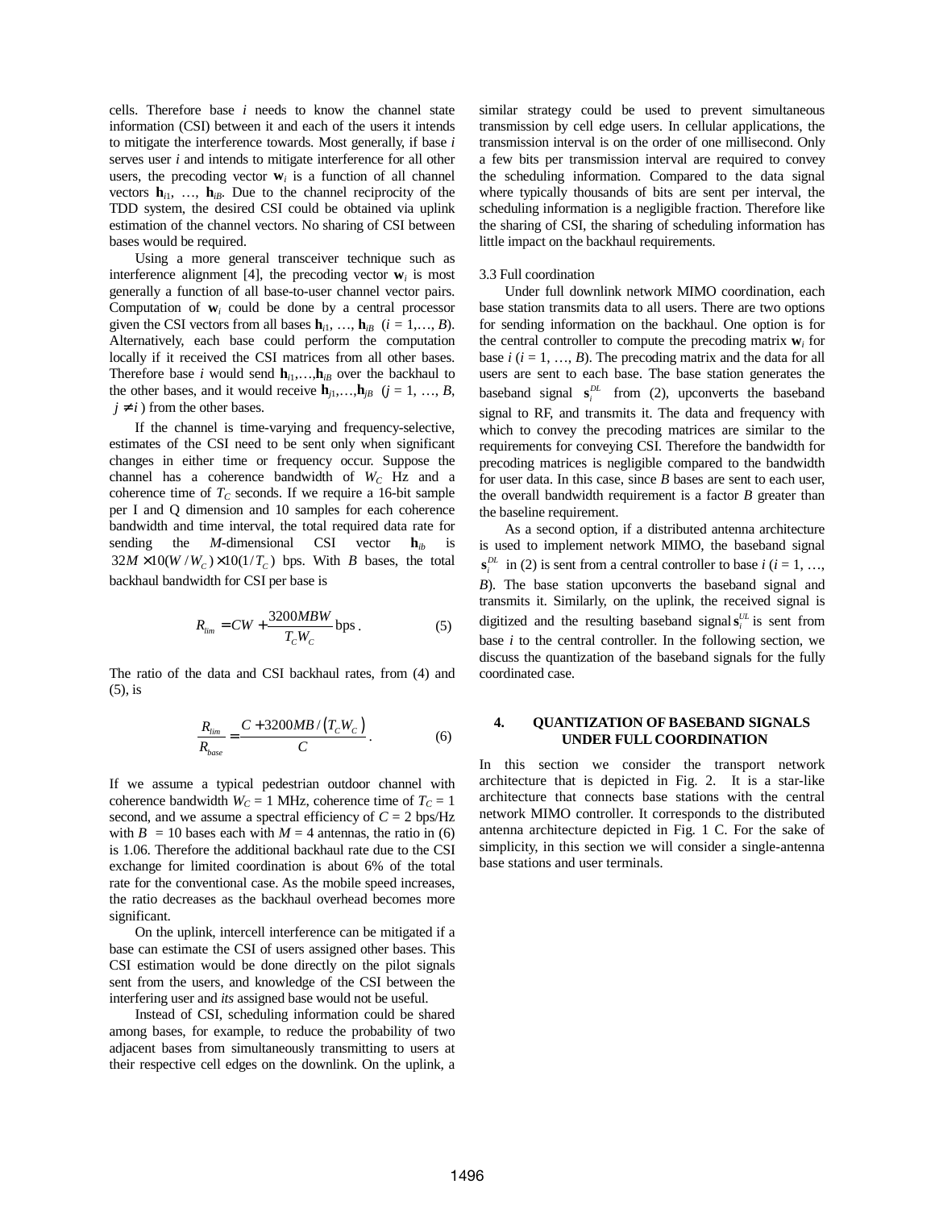cells. Therefore base $i$ needs to know the channel state information (CSI) between it and each of the users it intends to mitigate the interference towards. Most generally, if base $i$ serves user $i$ and intends to mitigate interference for all other users, the precoding vector $\mathbf{w}_i$ is a function of all channel vectors $\mathbf{h}_{i1}, \ldots, \mathbf{h}_{iB}$. Due to the channel reciprocity of the TDD system, the desired CSI could be obtained via uplink estimation of the channel vectors. No sharing of CSI between bases would be required.

Using a more general transceiver technique such as interference alignment [4], the precoding vector $\mathbf{w}_i$ is most generally a function of all base-to-user channel vector pairs. Computation of $\mathbf{w}_i$ could be done by a central processor given the CSI vectors from all bases $\mathbf{h}_{i1}, \ldots, \mathbf{h}_{iB}$ ($i = 1,\ldots, B$). Alternatively, each base could perform the computation locally if it received the CSI matrices from all other bases. Therefore base $i$ would send $\mathbf{h}_{i1},\ldots,\mathbf{h}_{iB}$ over the backhaul to the other bases, and it would receive $\mathbf{h}_{j1},\ldots,\mathbf{h}_{jB}$ ($j = 1, \ldots, B$, $j \neq i$) from the other bases.

If the channel is time-varying and frequency-selective, estimates of the CSI need to be sent only when significant changes in either time or frequency occur. Suppose the channel has a coherence bandwidth of $W_C$ Hz and a coherence time of $T_C$ seconds. If we require a 16-bit sample per I and Q dimension and 10 samples for each coherence bandwidth and time interval, the total required data rate for sending the $M$-dimensional CSI vector $\mathbf{h}_{ib}$ is $32M \times 10(W/W_C) \times 10(1/T_C)$ bps. With $B$ bases, the total backhaul bandwidth for CSI per base is

$$R_{lim} = CW + \frac{3200MBW}{T_C W_C} \text{ bps}. \tag{5}$$

The ratio of the data and CSI backhaul rates, from (4) and (5), is

$$\frac{R_{lim}}{R_{base}} = \frac{C + 3200MB/\left(T_C W_C\right)}{C}. \tag{6}$$

If we assume a typical pedestrian outdoor channel with coherence bandwidth $W_C = 1$ MHz, coherence time of $T_C = 1$ second, and we assume a spectral efficiency of $C = 2$ bps/Hz with $B = 10$ bases each with $M = 4$ antennas, the ratio in (6) is 1.06. Therefore the additional backhaul rate due to the CSI exchange for limited coordination is about 6% of the total rate for the conventional case. As the mobile speed increases, the ratio decreases as the backhaul overhead becomes more significant.

On the uplink, intercell interference can be mitigated if a base can estimate the CSI of users assigned other bases. This CSI estimation would be done directly on the pilot signals sent from the users, and knowledge of the CSI between the interfering user and *its* assigned base would not be useful.

Instead of CSI, scheduling information could be shared among bases, for example, to reduce the probability of two adjacent bases from simultaneously transmitting to users at their respective cell edges on the downlink. On the uplink, a similar strategy could be used to prevent simultaneous transmission by cell edge users. In cellular applications, the transmission interval is on the order of one millisecond. Only a few bits per transmission interval are required to convey the scheduling information. Compared to the data signal where typically thousands of bits are sent per interval, the scheduling information is a negligible fraction. Therefore like the sharing of CSI, the sharing of scheduling information has little impact on the backhaul requirements.

### 3.3 Full coordination

Under full downlink network MIMO coordination, each base station transmits data to all users. There are two options for sending information on the backhaul. One option is for the central controller to compute the precoding matrix $\mathbf{w}_i$ for base $i$ ($i = 1, \ldots, B$). The precoding matrix and the data for all users are sent to each base. The base station generates the baseband signal $\mathbf{s}_i^{DL}$ from (2), upconverts the baseband signal to RF, and transmits it. The data and frequency with which to convey the precoding matrices are similar to the requirements for conveying CSI. Therefore the bandwidth for precoding matrices is negligible compared to the bandwidth for user data. In this case, since $B$ bases are sent to each user, the overall bandwidth requirement is a factor $B$ greater than the baseline requirement.

As a second option, if a distributed antenna architecture is used to implement network MIMO, the baseband signal $\mathbf{s}_i^{DL}$ in (2) is sent from a central controller to base $i$ ($i = 1, \ldots, B$). The base station upconverts the baseband signal and transmits it. Similarly, on the uplink, the received signal is digitized and the resulting baseband signal $\mathbf{s}_i^{UL}$ is sent from base $i$ to the central controller. In the following section, we discuss the quantization of the baseband signals for the fully coordinated case.

## 4. QUANTIZATION OF BASEBAND SIGNALS UNDER FULL COORDINATION

In this section we consider the transport network architecture that is depicted in Fig. 2. It is a star-like architecture that connects base stations with the central network MIMO controller. It corresponds to the distributed antenna architecture depicted in Fig. 1 C. For the sake of simplicity, in this section we will consider a single-antenna base stations and user terminals.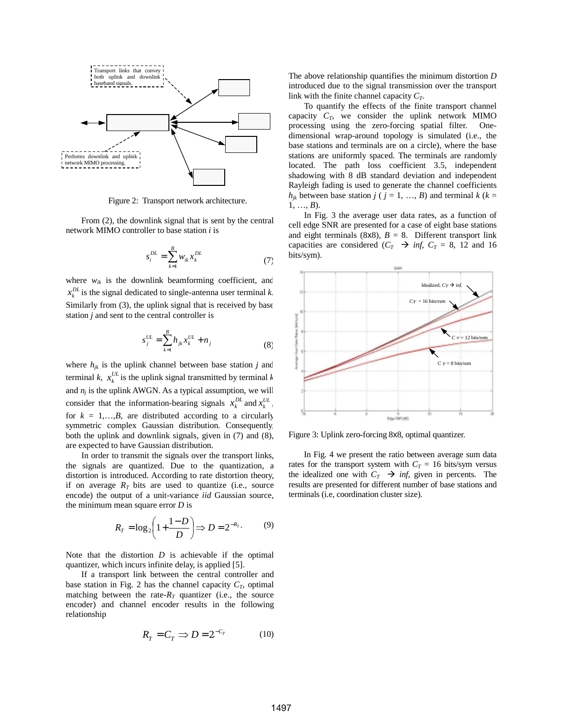Figure 2: Transport network architecture.

From (2), the downlink signal that is sent by the central network MIMO controller to base station $i$ is

$$s_i^{DL} = \sum_{k=1}^{B} w_{ik} x_k^{DL} \tag{7}$$

where $w_{ik}$ is the downlink beamforming coefficient, and $x_k^{DL}$ is the signal dedicated to single-antenna user terminal $k$. Similarly from (3), the uplink signal that is received by base station $j$ and sent to the central controller is

$$s_j^{UL} = \sum_{k=1}^{B} h_{jk} x_k^{UL} + n_j \tag{8}$$

where $h_{jk}$ is the uplink channel between base station $j$ and terminal $k$, $x_k^{UL}$ is the uplink signal transmitted by terminal $k$ and $n_j$ is the uplink AWGN. As a typical assumption, we will consider that the information-bearing signals $x_k^{DL}$ and $x_k^{UL}$, for $k = 1,\ldots,B$, are distributed according to a circularly symmetric complex Gaussian distribution. Consequently, both the uplink and downlink signals, given in (7) and (8), are expected to have Gaussian distribution.

In order to transmit the signals over the transport links, the signals are quantized. Due to the quantization, a distortion is introduced. According to rate distortion theory, if on average $R_T$ bits are used to quantize (i.e., source encode) the output of a unit-variance *iid* Gaussian source, the minimum mean square error $D$ is

$$R_T = \log_2\left(1 + \frac{1-D}{D}\right) \Rightarrow D = 2^{-R_T}. \tag{9}$$

Note that the distortion $D$ is achievable if the optimal quantizer, which incurs infinite delay, is applied [5].

If a transport link between the central controller and base station in Fig. 2 has the channel capacity $C_T$, optimal matching between the rate-$R_T$ quantizer (i.e., the source encoder) and channel encoder results in the following relationship

$$R_T = C_T \Rightarrow D = 2^{-C_T} \tag{10}$$

The above relationship quantifies the minimum distortion $D$ introduced due to the signal transmission over the transport link with the finite channel capacity $C_T$.

To quantify the effects of the finite transport channel capacity $C_T$, we consider the uplink network MIMO processing using the zero-forcing spatial filter. One-dimensional wrap-around topology is simulated (i.e., the base stations and terminals are on a circle), where the base stations are uniformly spaced. The terminals are randomly located. The path loss coefficient 3.5, independent shadowing with 8 dB standard deviation and independent Rayleigh fading is used to generate the channel coefficients $h_{jk}$ between base station $j$ ($j = 1, \ldots, B$) and terminal $k$ ($k = 1, \ldots, B$).

In Fig. 3 the average user data rates, as a function of cell edge SNR are presented for a case of eight base stations and eight terminals (8x8), $B = 8$. Different transport link capacities are considered ($C_T \rightarrow inf$, $C_T = 8$, 12 and 16 bits/sym).

Figure 3: Uplink zero-forcing 8x8, optimal quantizer.

In Fig. 4 we present the ratio between average sum data rates for the transport system with $C_T = 16$ bits/sym versus the idealized one with $C_T \rightarrow inf$, given in percents. The results are presented for different number of base stations and terminals (i.e, coordination cluster size).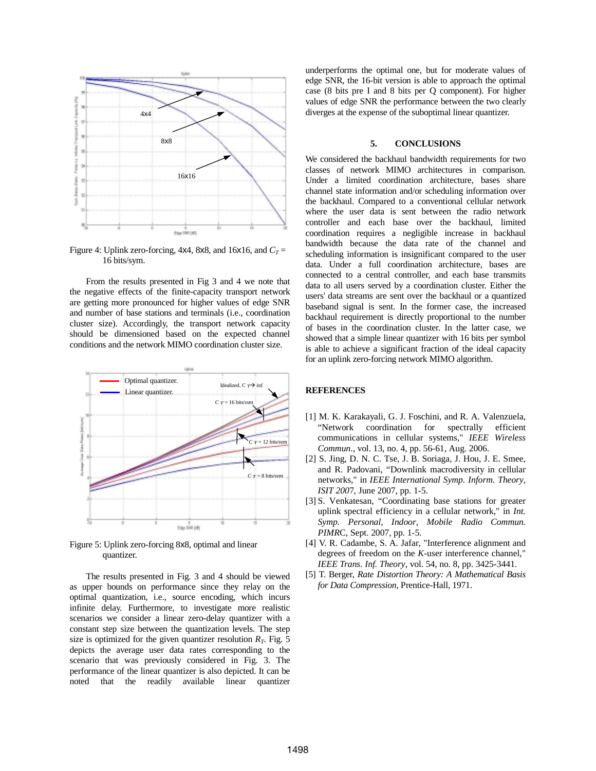4x4

8x8

16x16

Figure 4: Uplink zero-forcing, 4x4, 8x8, and 16x16, and $C_T$ = 16 bits/sym.

From the results presented in Fig 3 and 4 we note that the negative effects of the finite-capacity transport network are getting more pronounced for higher values of edge SNR and number of base stations and terminals (i.e., coordination cluster size). Accordingly, the transport network capacity should be dimensioned based on the expected channel conditions and the network MIMO coordination cluster size.

Optimal quantizer.

Linear quantizer.

Idealized, $C_T \rightarrow$ *inf.*

$C_T$ = 16 bits/sym

$C_T$ = 12 bits/sym

$C_T$ = 8 bits/sym

Figure 5: Uplink zero-forcing 8x8, optimal and linear quantizer.

The results presented in Fig. 3 and 4 should be viewed as upper bounds on performance since they relay on the optimal quantization, i.e., source encoding, which incurs infinite delay. Furthermore, to investigate more realistic scenarios we consider a linear zero-delay quantizer with a constant step size between the quantization levels. The step size is optimized for the given quantizer resolution $R_T$. Fig. 5 depicts the average user data rates corresponding to the scenario that was previously considered in Fig. 3. The performance of the linear quantizer is also depicted. It can be noted that the readily available linear quantizer underperforms the optimal one, but for moderate values of edge SNR, the 16-bit version is able to approach the optimal case (8 bits pre I and 8 bits per Q component). For higher values of edge SNR the performance between the two clearly diverges at the expense of the suboptimal linear quantizer.

## 5. CONCLUSIONS

We considered the backhaul bandwidth requirements for two classes of network MIMO architectures in comparison. Under a limited coordination architecture, bases share channel state information and/or scheduling information over the backhaul. Compared to a conventional cellular network where the user data is sent between the radio network controller and each base over the backhaul, limited coordination requires a negligible increase in backhaul bandwidth because the data rate of the channel and scheduling information is insignificant compared to the user data. Under a full coordination architecture, bases are connected to a central controller, and each base transmits data to all users served by a coordination cluster. Either the users' data streams are sent over the backhaul or a quantized baseband signal is sent. In the former case, the increased backhaul requirement is directly proportional to the number of bases in the coordination cluster. In the latter case, we showed that a simple linear quantizer with 16 bits per symbol is able to achieve a significant fraction of the ideal capacity for an uplink zero-forcing network MIMO algorithm.

## REFERENCES

[1] M. K. Karakayali, G. J. Foschini, and R. A. Valenzuela, "Network coordination for spectrally efficient communications in cellular systems," *IEEE Wireless Commun*., vol. 13, no. 4, pp. 56-61, Aug. 2006.

[2] S. Jing, D. N. C. Tse, J. B. Soriaga, J. Hou, J. E. Smee, and R. Padovani, "Downlink macrodiversity in cellular networks," in *IEEE International Symp. Inform. Theory, ISIT 2007*, June 2007, pp. 1-5.

[3] S. Venkatesan, "Coordinating base stations for greater uplink spectral efficiency in a cellular network," in *Int. Symp. Personal, Indoor, Mobile Radio Commun. PIMRC*, Sept. 2007, pp. 1-5.

[4] V. R. Cadambe, S. A. Jafar, "Interference alignment and degrees of freedom on the *K*-user interference channel," *IEEE Trans. Inf. Theory*, vol. 54, no. 8, pp. 3425-3441.

[5] T. Berger, *Rate Distortion Theory: A Mathematical Basis for Data Compression*, Prentice-Hall, 1971.